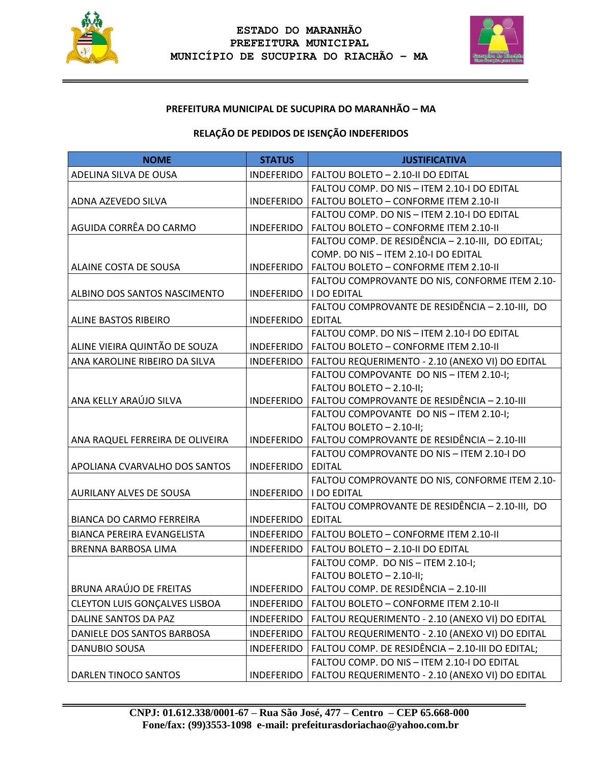ESTADO DO MARANHÃO
PREFEITURA MUNICIPAL
MUNICÍPIO DE SUCUPIRA DO RIACHÃO – MA

**PREFEITURA MUNICIPAL DE SUCUPIRA DO MARANHÃO – MA**

**RELAÇÃO DE PEDIDOS DE ISENÇÃO INDEFERIDOS**

| NOME | STATUS | JUSTIFICATIVA |
|---|---|---|
| ADELINA SILVA DE OUSA | INDEFERIDO | FALTOU BOLETO – 2.10-II DO EDITAL |
| ADNA AZEVEDO SILVA | INDEFERIDO | FALTOU COMP. DO NIS – ITEM 2.10-I DO EDITAL<br>FALTOU BOLETO – CONFORME ITEM 2.10-II |
| AGUIDA CORRÊA DO CARMO | INDEFERIDO | FALTOU COMP. DO NIS – ITEM 2.10-I DO EDITAL<br>FALTOU BOLETO – CONFORME ITEM 2.10-II |
| ALAINE COSTA DE SOUSA | INDEFERIDO | FALTOU COMP. DE RESIDÊNCIA – 2.10-III, DO EDITAL; COMP. DO NIS – ITEM 2.10-I DO EDITAL<br>FALTOU BOLETO – CONFORME ITEM 2.10-II |
| ALBINO DOS SANTOS NASCIMENTO | INDEFERIDO | FALTOU COMPROVANTE DO NIS, CONFORME ITEM 2.10-I DO EDITAL |
| ALINE BASTOS RIBEIRO | INDEFERIDO | FALTOU COMPROVANTE DE RESIDÊNCIA – 2.10-III, DO EDITAL |
| ALINE VIEIRA QUINTÃO DE SOUZA | INDEFERIDO | FALTOU COMP. DO NIS – ITEM 2.10-I DO EDITAL<br>FALTOU BOLETO – CONFORME ITEM 2.10-II |
| ANA KAROLINE RIBEIRO DA SILVA | INDEFERIDO | FALTOU REQUERIMENTO - 2.10 (ANEXO VI) DO EDITAL |
| ANA KELLY ARAÚJO SILVA | INDEFERIDO | FALTOU COMPOVANTE DO NIS – ITEM 2.10-I;<br>FALTOU BOLETO – 2.10-II;<br>FALTOU COMPROVANTE DE RESIDÊNCIA – 2.10-III |
| ANA RAQUEL FERREIRA DE OLIVEIRA | INDEFERIDO | FALTOU COMPOVANTE DO NIS – ITEM 2.10-I;<br>FALTOU BOLETO – 2.10-II;<br>FALTOU COMPROVANTE DE RESIDÊNCIA – 2.10-III |
| APOLIANA CVARVALHO DOS SANTOS | INDEFERIDO | FALTOU COMPROVANTE DO NIS – ITEM 2.10-I DO EDITAL |
| AURILANY ALVES DE SOUSA | INDEFERIDO | FALTOU COMPROVANTE DO NIS, CONFORME ITEM 2.10-I DO EDITAL |
| BIANCA DO CARMO FERREIRA | INDEFERIDO | FALTOU COMPROVANTE DE RESIDÊNCIA – 2.10-III, DO EDITAL |
| BIANCA PEREIRA EVANGELISTA | INDEFERIDO | FALTOU BOLETO – CONFORME ITEM 2.10-II |
| BRENNA BARBOSA LIMA | INDEFERIDO | FALTOU BOLETO – 2.10-II DO EDITAL |
| BRUNA ARAÚJO DE FREITAS | INDEFERIDO | FALTOU COMP. DO NIS – ITEM 2.10-I;<br>FALTOU BOLETO – 2.10-II;<br>FALTOU COMP. DE RESIDÊNCIA – 2.10-III |
| CLEYTON LUIS GONÇALVES LISBOA | INDEFERIDO | FALTOU BOLETO – CONFORME ITEM 2.10-II |
| DALINE SANTOS DA PAZ | INDEFERIDO | FALTOU REQUERIMENTO - 2.10 (ANEXO VI) DO EDITAL |
| DANIELE DOS SANTOS BARBOSA | INDEFERIDO | FALTOU REQUERIMENTO - 2.10 (ANEXO VI) DO EDITAL |
| DANUBIO SOUSA | INDEFERIDO | FALTOU COMP. DE RESIDÊNCIA – 2.10-III DO EDITAL; |
| DARLEN TINOCO SANTOS | INDEFERIDO | FALTOU COMP. DO NIS – ITEM 2.10-I DO EDITAL<br>FALTOU REQUERIMENTO - 2.10 (ANEXO VI) DO EDITAL |

**CNPJ: 01.612.338/0001-67 – Rua São José, 477 – Centro – CEP 65.668-000**
**Fone/fax: (99)3553-1098 e-mail: prefeiturasdoriachao@yahoo.com.br**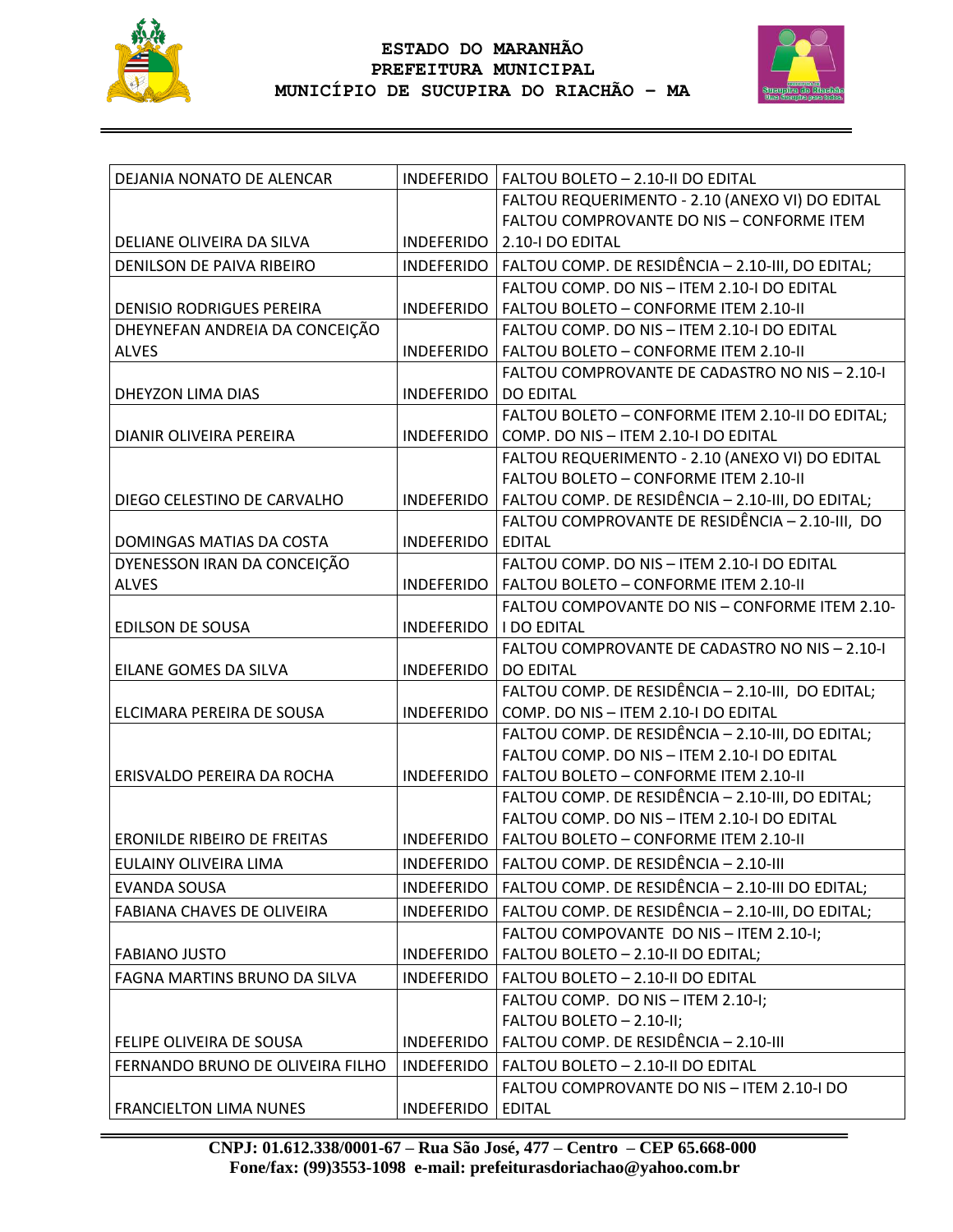| | | |
|---|---|---|
| DEJANIA NONATO DE ALENCAR | INDEFERIDO | FALTOU BOLETO – 2.10-II DO EDITAL |
| DELIANE OLIVEIRA DA SILVA | INDEFERIDO | FALTOU REQUERIMENTO - 2.10 (ANEXO VI) DO EDITAL FALTOU COMPROVANTE DO NIS – CONFORME ITEM 2.10-I DO EDITAL |
| DENILSON DE PAIVA RIBEIRO | INDEFERIDO | FALTOU COMP. DE RESIDÊNCIA – 2.10-III, DO EDITAL; |
| DENISIO RODRIGUES PEREIRA | INDEFERIDO | FALTOU COMP. DO NIS – ITEM 2.10-I DO EDITAL FALTOU BOLETO – CONFORME ITEM 2.10-II |
| DHEYNEFAN ANDREIA DA CONCEIÇÃO ALVES | INDEFERIDO | FALTOU COMP. DO NIS – ITEM 2.10-I DO EDITAL FALTOU BOLETO – CONFORME ITEM 2.10-II |
| DHEYZON LIMA DIAS | INDEFERIDO | FALTOU COMPROVANTE DE CADASTRO NO NIS – 2.10-I DO EDITAL |
| DIANIR OLIVEIRA PEREIRA | INDEFERIDO | FALTOU BOLETO – CONFORME ITEM 2.10-II DO EDITAL; COMP. DO NIS – ITEM 2.10-I DO EDITAL |
| DIEGO CELESTINO DE CARVALHO | INDEFERIDO | FALTOU REQUERIMENTO - 2.10 (ANEXO VI) DO EDITAL FALTOU BOLETO – CONFORME ITEM 2.10-II FALTOU COMP. DE RESIDÊNCIA – 2.10-III, DO EDITAL; |
| DOMINGAS MATIAS DA COSTA | INDEFERIDO | FALTOU COMPROVANTE DE RESIDÊNCIA – 2.10-III, DO EDITAL |
| DYENESSON IRAN DA CONCEIÇÃO ALVES | INDEFERIDO | FALTOU COMP. DO NIS – ITEM 2.10-I DO EDITAL FALTOU BOLETO – CONFORME ITEM 2.10-II |
| EDILSON DE SOUSA | INDEFERIDO | FALTOU COMPOVANTE DO NIS – CONFORME ITEM 2.10-I DO EDITAL |
| EILANE GOMES DA SILVA | INDEFERIDO | FALTOU COMPROVANTE DE CADASTRO NO NIS – 2.10-I DO EDITAL |
| ELCIMARA PEREIRA DE SOUSA | INDEFERIDO | FALTOU COMP. DE RESIDÊNCIA – 2.10-III, DO EDITAL; COMP. DO NIS – ITEM 2.10-I DO EDITAL |
| ERISVALDO PEREIRA DA ROCHA | INDEFERIDO | FALTOU COMP. DE RESIDÊNCIA – 2.10-III, DO EDITAL; FALTOU COMP. DO NIS – ITEM 2.10-I DO EDITAL FALTOU BOLETO – CONFORME ITEM 2.10-II |
| ERONILDE RIBEIRO DE FREITAS | INDEFERIDO | FALTOU COMP. DE RESIDÊNCIA – 2.10-III, DO EDITAL; FALTOU COMP. DO NIS – ITEM 2.10-I DO EDITAL FALTOU BOLETO – CONFORME ITEM 2.10-II |
| EULAINY OLIVEIRA LIMA | INDEFERIDO | FALTOU COMP. DE RESIDÊNCIA – 2.10-III |
| EVANDA SOUSA | INDEFERIDO | FALTOU COMP. DE RESIDÊNCIA – 2.10-III DO EDITAL; |
| FABIANA CHAVES DE OLIVEIRA | INDEFERIDO | FALTOU COMP. DE RESIDÊNCIA – 2.10-III, DO EDITAL; |
| FABIANO JUSTO | INDEFERIDO | FALTOU COMPOVANTE DO NIS – ITEM 2.10-I; FALTOU BOLETO – 2.10-II DO EDITAL; |
| FAGNA MARTINS BRUNO DA SILVA | INDEFERIDO | FALTOU BOLETO – 2.10-II DO EDITAL |
| FELIPE OLIVEIRA DE SOUSA | INDEFERIDO | FALTOU COMP. DO NIS – ITEM 2.10-I; FALTOU BOLETO – 2.10-II; FALTOU COMP. DE RESIDÊNCIA – 2.10-III |
| FERNANDO BRUNO DE OLIVEIRA FILHO | INDEFERIDO | FALTOU BOLETO – 2.10-II DO EDITAL |
| FRANCIELTON LIMA NUNES | INDEFERIDO | FALTOU COMPROVANTE DO NIS – ITEM 2.10-I DO EDITAL |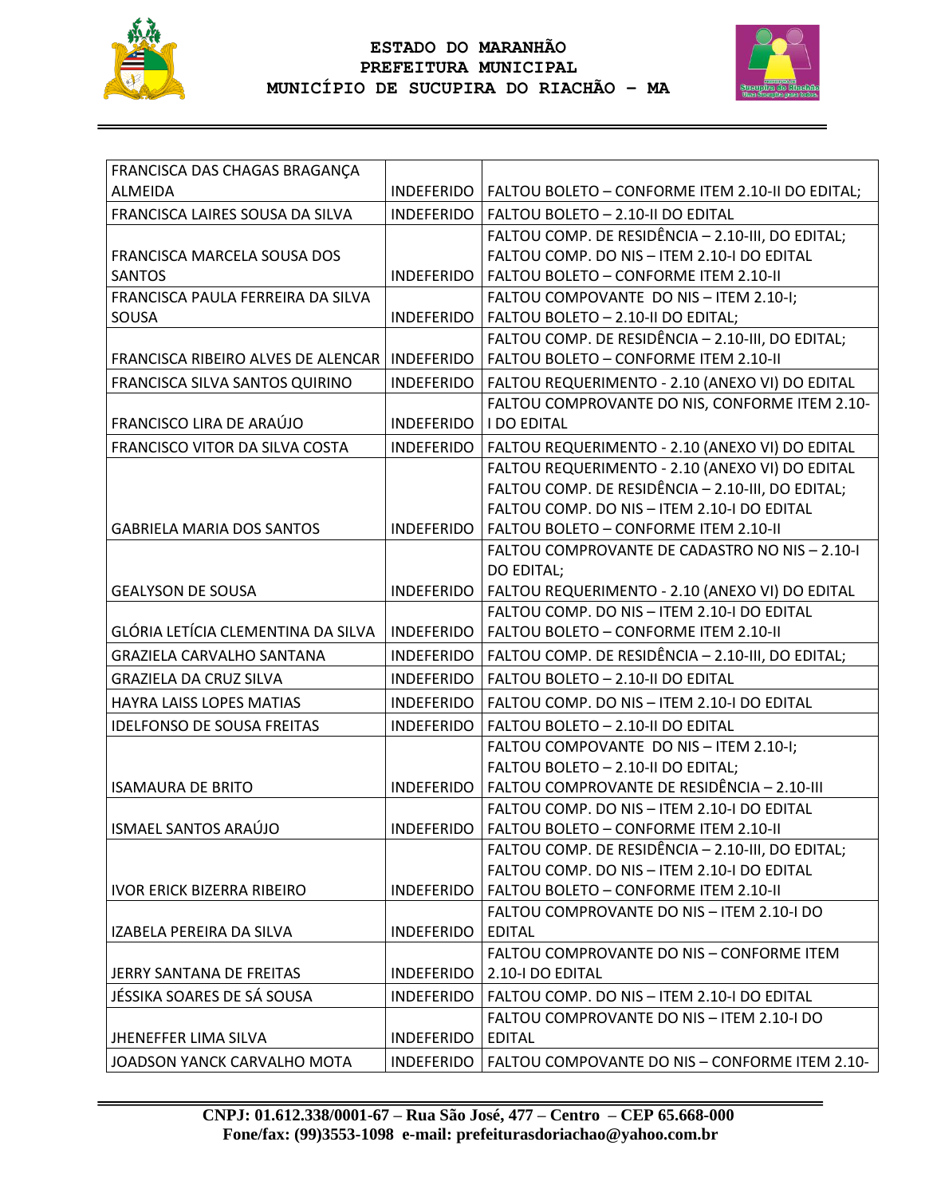| | | |
|---|---|---|
| FRANCISCA DAS CHAGAS BRAGANÇA ALMEIDA | INDEFERIDO | FALTOU BOLETO – CONFORME ITEM 2.10-II DO EDITAL; |
| FRANCISCA LAIRES SOUSA DA SILVA | INDEFERIDO | FALTOU BOLETO – 2.10-II DO EDITAL |
| FRANCISCA MARCELA SOUSA DOS SANTOS | INDEFERIDO | FALTOU COMP. DE RESIDÊNCIA – 2.10-III, DO EDITAL; FALTOU COMP. DO NIS – ITEM 2.10-I DO EDITAL FALTOU BOLETO – CONFORME ITEM 2.10-II |
| FRANCISCA PAULA FERREIRA DA SILVA SOUSA | INDEFERIDO | FALTOU COMPOVANTE DO NIS – ITEM 2.10-I; FALTOU BOLETO – 2.10-II DO EDITAL; |
| FRANCISCA RIBEIRO ALVES DE ALENCAR | INDEFERIDO | FALTOU COMP. DE RESIDÊNCIA – 2.10-III, DO EDITAL; FALTOU BOLETO – CONFORME ITEM 2.10-II |
| FRANCISCA SILVA SANTOS QUIRINO | INDEFERIDO | FALTOU REQUERIMENTO - 2.10 (ANEXO VI) DO EDITAL |
| FRANCISCO LIRA DE ARAÚJO | INDEFERIDO | FALTOU COMPROVANTE DO NIS, CONFORME ITEM 2.10-I DO EDITAL |
| FRANCISCO VITOR DA SILVA COSTA | INDEFERIDO | FALTOU REQUERIMENTO - 2.10 (ANEXO VI) DO EDITAL |
| GABRIELA MARIA DOS SANTOS | INDEFERIDO | FALTOU REQUERIMENTO - 2.10 (ANEXO VI) DO EDITAL FALTOU COMP. DE RESIDÊNCIA – 2.10-III, DO EDITAL; FALTOU COMP. DO NIS – ITEM 2.10-I DO EDITAL FALTOU BOLETO – CONFORME ITEM 2.10-II |
| GEALYSON DE SOUSA | INDEFERIDO | FALTOU COMPROVANTE DE CADASTRO NO NIS – 2.10-I DO EDITAL; FALTOU REQUERIMENTO - 2.10 (ANEXO VI) DO EDITAL |
| GLÓRIA LETÍCIA CLEMENTINA DA SILVA | INDEFERIDO | FALTOU COMP. DO NIS – ITEM 2.10-I DO EDITAL FALTOU BOLETO – CONFORME ITEM 2.10-II |
| GRAZIELA CARVALHO SANTANA | INDEFERIDO | FALTOU COMP. DE RESIDÊNCIA – 2.10-III, DO EDITAL; |
| GRAZIELA DA CRUZ SILVA | INDEFERIDO | FALTOU BOLETO – 2.10-II DO EDITAL |
| HAYRA LAISS LOPES MATIAS | INDEFERIDO | FALTOU COMP. DO NIS – ITEM 2.10-I DO EDITAL |
| IDELFONSO DE SOUSA FREITAS | INDEFERIDO | FALTOU BOLETO – 2.10-II DO EDITAL |
| ISAMAURA DE BRITO | INDEFERIDO | FALTOU COMPOVANTE DO NIS – ITEM 2.10-I; FALTOU BOLETO – 2.10-II DO EDITAL; FALTOU COMPROVANTE DE RESIDÊNCIA – 2.10-III |
| ISMAEL SANTOS ARAÚJO | INDEFERIDO | FALTOU COMP. DO NIS – ITEM 2.10-I DO EDITAL FALTOU BOLETO – CONFORME ITEM 2.10-II |
| IVOR ERICK BIZERRA RIBEIRO | INDEFERIDO | FALTOU COMP. DE RESIDÊNCIA – 2.10-III, DO EDITAL; FALTOU COMP. DO NIS – ITEM 2.10-I DO EDITAL FALTOU BOLETO – CONFORME ITEM 2.10-II |
| IZABELA PEREIRA DA SILVA | INDEFERIDO | FALTOU COMPROVANTE DO NIS – ITEM 2.10-I DO EDITAL |
| JERRY SANTANA DE FREITAS | INDEFERIDO | FALTOU COMPROVANTE DO NIS – CONFORME ITEM 2.10-I DO EDITAL |
| JÉSSIKA SOARES DE SÁ SOUSA | INDEFERIDO | FALTOU COMP. DO NIS – ITEM 2.10-I DO EDITAL |
| JHENEFFER LIMA SILVA | INDEFERIDO | FALTOU COMPROVANTE DO NIS – ITEM 2.10-I DO EDITAL |
| JOADSON YANCK CARVALHO MOTA | INDEFERIDO | FALTOU COMPOVANTE DO NIS – CONFORME ITEM 2.10- |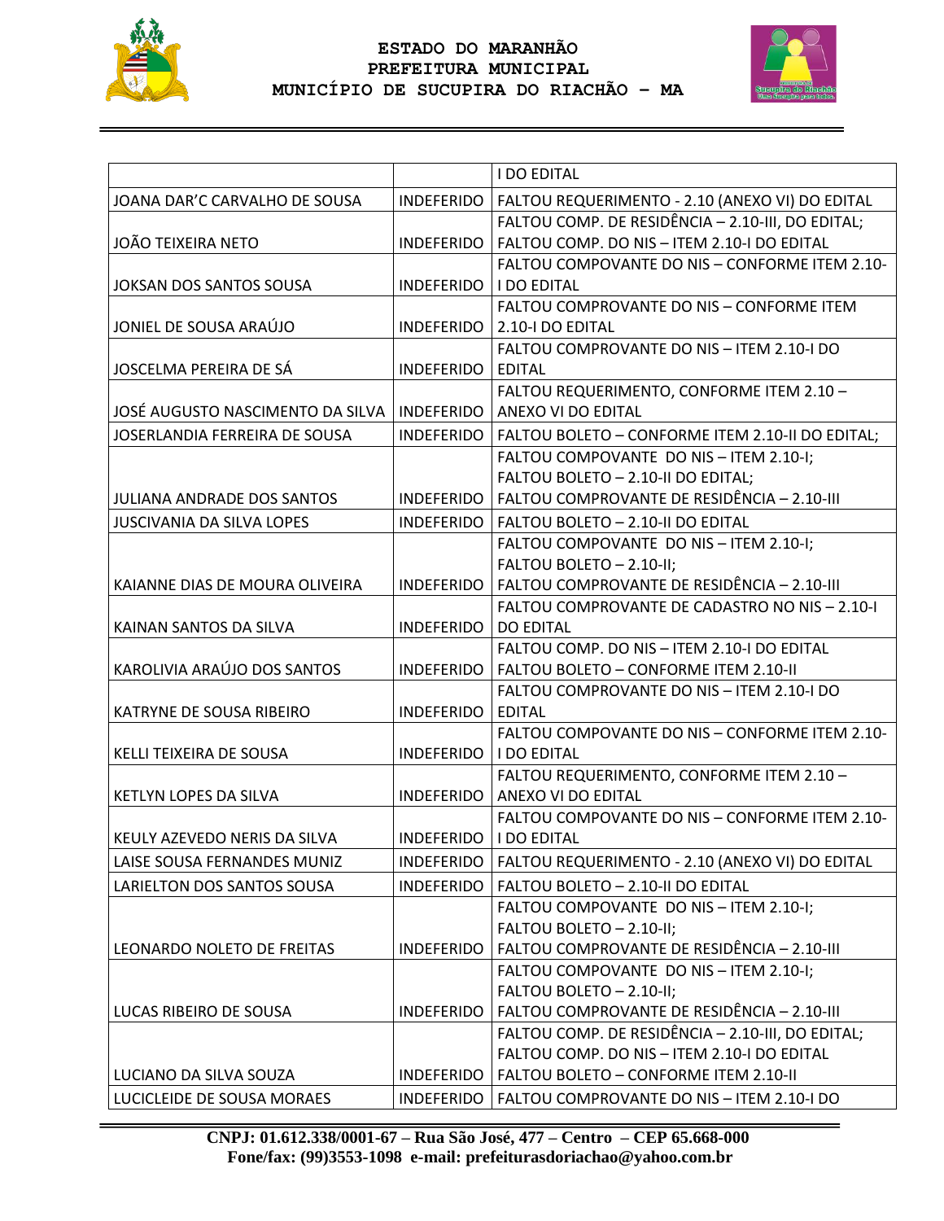| | | I DO EDITAL |
|---|---|---|
| JOANA DAR'C CARVALHO DE SOUSA | INDEFERIDO | FALTOU REQUERIMENTO - 2.10 (ANEXO VI) DO EDITAL |
| JOÃO TEIXEIRA NETO | INDEFERIDO | FALTOU COMP. DE RESIDÊNCIA – 2.10-III, DO EDITAL; FALTOU COMP. DO NIS – ITEM 2.10-I DO EDITAL |
| JOKSAN DOS SANTOS SOUSA | INDEFERIDO | FALTOU COMPOVANTE DO NIS – CONFORME ITEM 2.10-I DO EDITAL |
| JONIEL DE SOUSA ARAÚJO | INDEFERIDO | FALTOU COMPROVANTE DO NIS – CONFORME ITEM 2.10-I DO EDITAL |
| JOSCELMA PEREIRA DE SÁ | INDEFERIDO | FALTOU COMPROVANTE DO NIS – ITEM 2.10-I DO EDITAL |
| JOSÉ AUGUSTO NASCIMENTO DA SILVA | INDEFERIDO | FALTOU REQUERIMENTO, CONFORME ITEM 2.10 – ANEXO VI DO EDITAL |
| JOSERLANDIA FERREIRA DE SOUSA | INDEFERIDO | FALTOU BOLETO – CONFORME ITEM 2.10-II DO EDITAL; |
| JULIANA ANDRADE DOS SANTOS | INDEFERIDO | FALTOU COMPOVANTE DO NIS – ITEM 2.10-I; FALTOU BOLETO – 2.10-II DO EDITAL; FALTOU COMPROVANTE DE RESIDÊNCIA – 2.10-III |
| JUSCIVANIA DA SILVA LOPES | INDEFERIDO | FALTOU BOLETO – 2.10-II DO EDITAL |
| KAIANNE DIAS DE MOURA OLIVEIRA | INDEFERIDO | FALTOU COMPOVANTE DO NIS – ITEM 2.10-I; FALTOU BOLETO – 2.10-II; FALTOU COMPROVANTE DE RESIDÊNCIA – 2.10-III |
| KAINAN SANTOS DA SILVA | INDEFERIDO | FALTOU COMPROVANTE DE CADASTRO NO NIS – 2.10-I DO EDITAL |
| KAROLIVIA ARAÚJO DOS SANTOS | INDEFERIDO | FALTOU COMP. DO NIS – ITEM 2.10-I DO EDITAL FALTOU BOLETO – CONFORME ITEM 2.10-II |
| KATRYNE DE SOUSA RIBEIRO | INDEFERIDO | FALTOU COMPROVANTE DO NIS – ITEM 2.10-I DO EDITAL |
| KELLI TEIXEIRA DE SOUSA | INDEFERIDO | FALTOU COMPOVANTE DO NIS – CONFORME ITEM 2.10-I DO EDITAL |
| KETLYN LOPES DA SILVA | INDEFERIDO | FALTOU REQUERIMENTO, CONFORME ITEM 2.10 – ANEXO VI DO EDITAL |
| KEULY AZEVEDO NERIS DA SILVA | INDEFERIDO | FALTOU COMPOVANTE DO NIS – CONFORME ITEM 2.10-I DO EDITAL |
| LAISE SOUSA FERNANDES MUNIZ | INDEFERIDO | FALTOU REQUERIMENTO - 2.10 (ANEXO VI) DO EDITAL |
| LARIELTON DOS SANTOS SOUSA | INDEFERIDO | FALTOU BOLETO – 2.10-II DO EDITAL |
| LEONARDO NOLETO DE FREITAS | INDEFERIDO | FALTOU COMPOVANTE DO NIS – ITEM 2.10-I; FALTOU BOLETO – 2.10-II; FALTOU COMPROVANTE DE RESIDÊNCIA – 2.10-III |
| LUCAS RIBEIRO DE SOUSA | INDEFERIDO | FALTOU COMPOVANTE DO NIS – ITEM 2.10-I; FALTOU BOLETO – 2.10-II; FALTOU COMPROVANTE DE RESIDÊNCIA – 2.10-III |
| LUCIANO DA SILVA SOUZA | INDEFERIDO | FALTOU COMP. DE RESIDÊNCIA – 2.10-III, DO EDITAL; FALTOU COMP. DO NIS – ITEM 2.10-I DO EDITAL FALTOU BOLETO – CONFORME ITEM 2.10-II |
| LUCICLEIDE DE SOUSA MORAES | INDEFERIDO | FALTOU COMPROVANTE DO NIS – ITEM 2.10-I DO |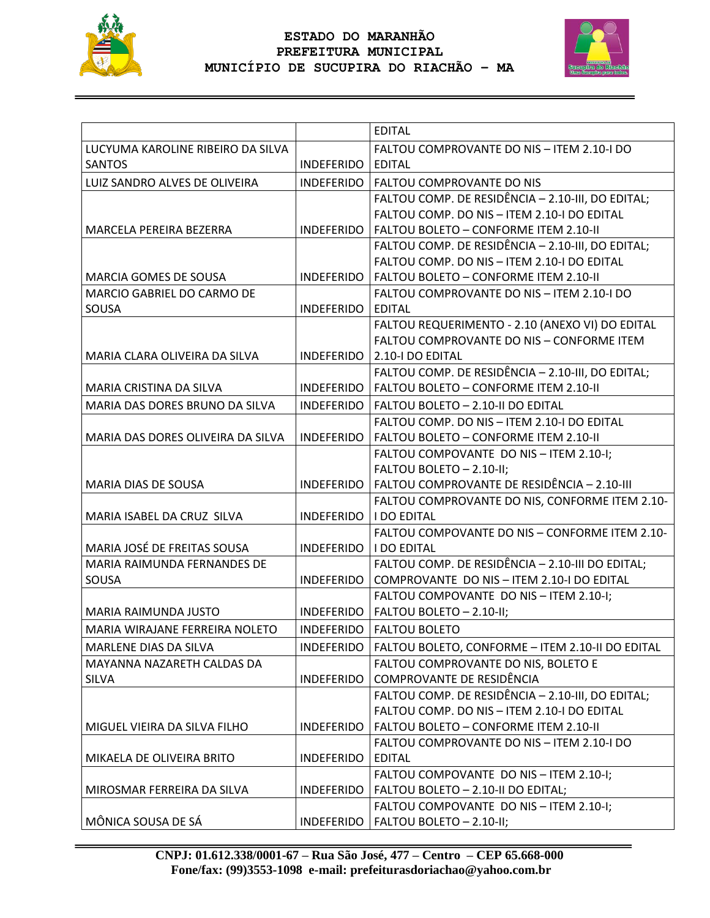| | | EDITAL |
|---|---|---|
| LUCYUMA KAROLINE RIBEIRO DA SILVA SANTOS | INDEFERIDO | FALTOU COMPROVANTE DO NIS – ITEM 2.10-I DO EDITAL |
| LUIZ SANDRO ALVES DE OLIVEIRA | INDEFERIDO | FALTOU COMPROVANTE DO NIS |
| MARCELA PEREIRA BEZERRA | INDEFERIDO | FALTOU COMP. DE RESIDÊNCIA – 2.10-III, DO EDITAL; FALTOU COMP. DO NIS – ITEM 2.10-I DO EDITAL FALTOU BOLETO – CONFORME ITEM 2.10-II |
| MARCIA GOMES DE SOUSA | INDEFERIDO | FALTOU COMP. DE RESIDÊNCIA – 2.10-III, DO EDITAL; FALTOU COMP. DO NIS – ITEM 2.10-I DO EDITAL FALTOU BOLETO – CONFORME ITEM 2.10-II |
| MARCIO GABRIEL DO CARMO DE SOUSA | INDEFERIDO | FALTOU COMPROVANTE DO NIS – ITEM 2.10-I DO EDITAL |
| MARIA CLARA OLIVEIRA DA SILVA | INDEFERIDO | FALTOU REQUERIMENTO - 2.10 (ANEXO VI) DO EDITAL FALTOU COMPROVANTE DO NIS – CONFORME ITEM 2.10-I DO EDITAL |
| MARIA CRISTINA DA SILVA | INDEFERIDO | FALTOU COMP. DE RESIDÊNCIA – 2.10-III, DO EDITAL; FALTOU BOLETO – CONFORME ITEM 2.10-II |
| MARIA DAS DORES BRUNO DA SILVA | INDEFERIDO | FALTOU BOLETO – 2.10-II DO EDITAL |
| MARIA DAS DORES OLIVEIRA DA SILVA | INDEFERIDO | FALTOU COMP. DO NIS – ITEM 2.10-I DO EDITAL FALTOU BOLETO – CONFORME ITEM 2.10-II |
| MARIA DIAS DE SOUSA | INDEFERIDO | FALTOU COMPOVANTE DO NIS – ITEM 2.10-I; FALTOU BOLETO – 2.10-II; FALTOU COMPROVANTE DE RESIDÊNCIA – 2.10-III |
| MARIA ISABEL DA CRUZ SILVA | INDEFERIDO | FALTOU COMPROVANTE DO NIS, CONFORME ITEM 2.10-I DO EDITAL |
| MARIA JOSÉ DE FREITAS SOUSA | INDEFERIDO | FALTOU COMPOVANTE DO NIS – CONFORME ITEM 2.10-I DO EDITAL |
| MARIA RAIMUNDA FERNANDES DE SOUSA | INDEFERIDO | FALTOU COMP. DE RESIDÊNCIA – 2.10-III DO EDITAL; COMPROVANTE DO NIS – ITEM 2.10-I DO EDITAL |
| MARIA RAIMUNDA JUSTO | INDEFERIDO | FALTOU COMPOVANTE DO NIS – ITEM 2.10-I; FALTOU BOLETO – 2.10-II; |
| MARIA WIRAJANE FERREIRA NOLETO | INDEFERIDO | FALTOU BOLETO |
| MARLENE DIAS DA SILVA | INDEFERIDO | FALTOU BOLETO, CONFORME – ITEM 2.10-II DO EDITAL |
| MAYANNA NAZARETH CALDAS DA SILVA | INDEFERIDO | FALTOU COMPROVANTE DO NIS, BOLETO E COMPROVANTE DE RESIDÊNCIA |
| MIGUEL VIEIRA DA SILVA FILHO | INDEFERIDO | FALTOU COMP. DE RESIDÊNCIA – 2.10-III, DO EDITAL; FALTOU COMP. DO NIS – ITEM 2.10-I DO EDITAL FALTOU BOLETO – CONFORME ITEM 2.10-II |
| MIKAELA DE OLIVEIRA BRITO | INDEFERIDO | FALTOU COMPROVANTE DO NIS – ITEM 2.10-I DO EDITAL |
| MIROSMAR FERREIRA DA SILVA | INDEFERIDO | FALTOU COMPOVANTE DO NIS – ITEM 2.10-I; FALTOU BOLETO – 2.10-II DO EDITAL; |
| MÔNICA SOUSA DE SÁ | INDEFERIDO | FALTOU COMPOVANTE DO NIS – ITEM 2.10-I; FALTOU BOLETO – 2.10-II; |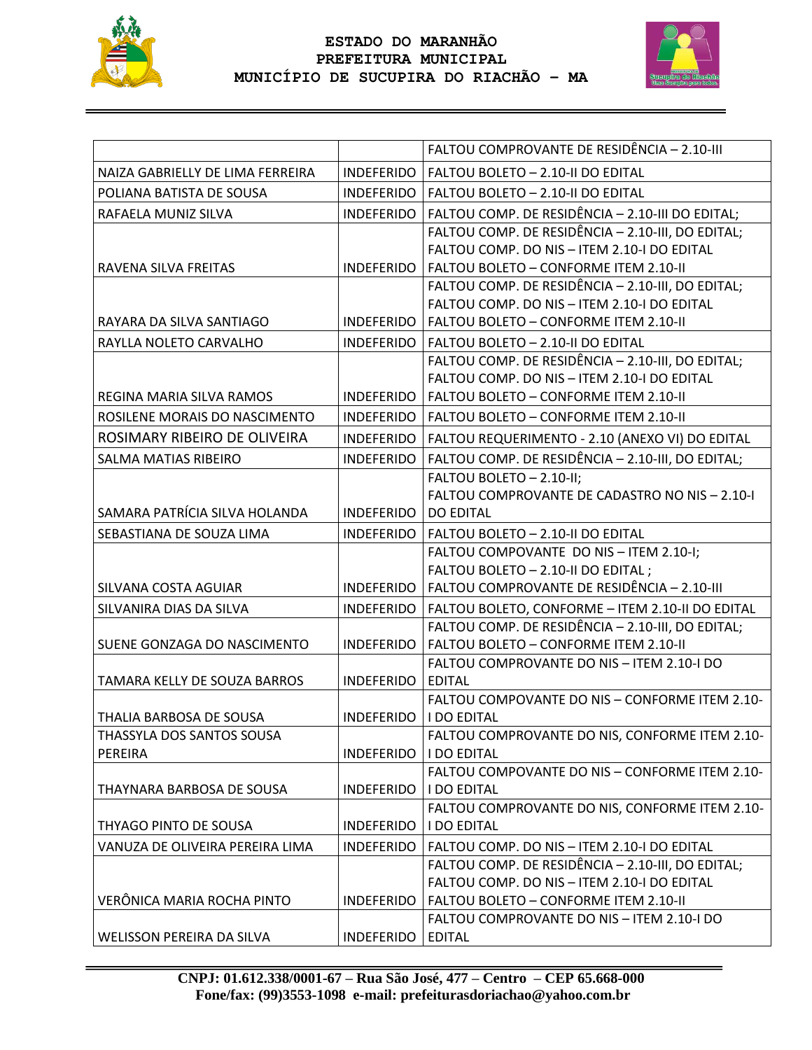| | | |
|---|---|---|
| | | FALTOU COMPROVANTE DE RESIDÊNCIA – 2.10-III |
| NAIZA GABRIELLY DE LIMA FERREIRA | INDEFERIDO | FALTOU BOLETO – 2.10-II DO EDITAL |
| POLIANA BATISTA DE SOUSA | INDEFERIDO | FALTOU BOLETO – 2.10-II DO EDITAL |
| RAFAELA MUNIZ SILVA | INDEFERIDO | FALTOU COMP. DE RESIDÊNCIA – 2.10-III DO EDITAL; |
| RAVENA SILVA FREITAS | INDEFERIDO | FALTOU COMP. DE RESIDÊNCIA – 2.10-III, DO EDITAL; FALTOU COMP. DO NIS – ITEM 2.10-I DO EDITAL FALTOU BOLETO – CONFORME ITEM 2.10-II |
| RAYARA DA SILVA SANTIAGO | INDEFERIDO | FALTOU COMP. DE RESIDÊNCIA – 2.10-III, DO EDITAL; FALTOU COMP. DO NIS – ITEM 2.10-I DO EDITAL FALTOU BOLETO – CONFORME ITEM 2.10-II |
| RAYLLA NOLETO CARVALHO | INDEFERIDO | FALTOU BOLETO – 2.10-II DO EDITAL |
| REGINA MARIA SILVA RAMOS | INDEFERIDO | FALTOU COMP. DE RESIDÊNCIA – 2.10-III, DO EDITAL; FALTOU COMP. DO NIS – ITEM 2.10-I DO EDITAL FALTOU BOLETO – CONFORME ITEM 2.10-II |
| ROSILENE MORAIS DO NASCIMENTO | INDEFERIDO | FALTOU BOLETO – CONFORME ITEM 2.10-II |
| ROSIMARY RIBEIRO DE OLIVEIRA | INDEFERIDO | FALTOU REQUERIMENTO - 2.10 (ANEXO VI) DO EDITAL |
| SALMA MATIAS RIBEIRO | INDEFERIDO | FALTOU COMP. DE RESIDÊNCIA – 2.10-III, DO EDITAL; |
| SAMARA PATRÍCIA SILVA HOLANDA | INDEFERIDO | FALTOU BOLETO – 2.10-II; FALTOU COMPROVANTE DE CADASTRO NO NIS – 2.10-I DO EDITAL |
| SEBASTIANA DE SOUZA LIMA | INDEFERIDO | FALTOU BOLETO – 2.10-II DO EDITAL |
| SILVANA COSTA AGUIAR | INDEFERIDO | FALTOU COMPOVANTE DO NIS – ITEM 2.10-I; FALTOU BOLETO – 2.10-II DO EDITAL ; FALTOU COMPROVANTE DE RESIDÊNCIA – 2.10-III |
| SILVANIRA DIAS DA SILVA | INDEFERIDO | FALTOU BOLETO, CONFORME – ITEM 2.10-II DO EDITAL |
| SUENE GONZAGA DO NASCIMENTO | INDEFERIDO | FALTOU COMP. DE RESIDÊNCIA – 2.10-III, DO EDITAL; FALTOU BOLETO – CONFORME ITEM 2.10-II |
| TAMARA KELLY DE SOUZA BARROS | INDEFERIDO | FALTOU COMPROVANTE DO NIS – ITEM 2.10-I DO EDITAL |
| THALIA BARBOSA DE SOUSA | INDEFERIDO | FALTOU COMPOVANTE DO NIS – CONFORME ITEM 2.10-I DO EDITAL |
| THASSYLA DOS SANTOS SOUSA PEREIRA | INDEFERIDO | FALTOU COMPROVANTE DO NIS, CONFORME ITEM 2.10-I DO EDITAL |
| THAYNARA BARBOSA DE SOUSA | INDEFERIDO | FALTOU COMPOVANTE DO NIS – CONFORME ITEM 2.10-I DO EDITAL |
| THYAGO PINTO DE SOUSA | INDEFERIDO | FALTOU COMPROVANTE DO NIS, CONFORME ITEM 2.10-I DO EDITAL |
| VANUZA DE OLIVEIRA PEREIRA LIMA | INDEFERIDO | FALTOU COMP. DO NIS – ITEM 2.10-I DO EDITAL |
| VERÔNICA MARIA ROCHA PINTO | INDEFERIDO | FALTOU COMP. DE RESIDÊNCIA – 2.10-III, DO EDITAL; FALTOU COMP. DO NIS – ITEM 2.10-I DO EDITAL FALTOU BOLETO – CONFORME ITEM 2.10-II |
| WELISSON PEREIRA DA SILVA | INDEFERIDO | FALTOU COMPROVANTE DO NIS – ITEM 2.10-I DO EDITAL |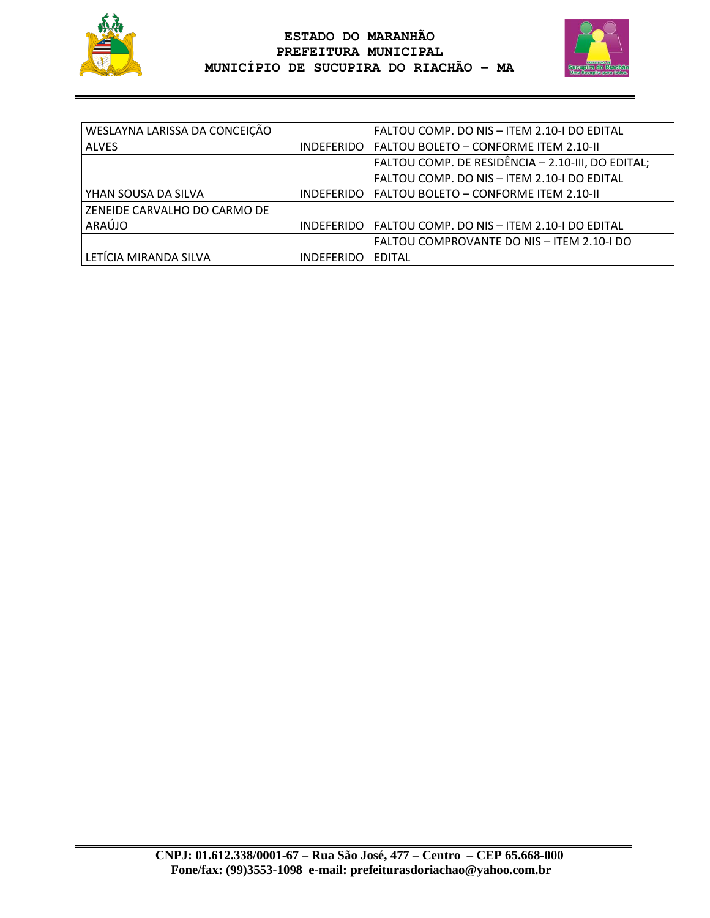| | | |
|---|---|---|
| WESLAYNA LARISSA DA CONCEIÇÃO ALVES | INDEFERIDO | FALTOU COMP. DO NIS – ITEM 2.10-I DO EDITAL FALTOU BOLETO – CONFORME ITEM 2.10-II |
| YHAN SOUSA DA SILVA | INDEFERIDO | FALTOU COMP. DE RESIDÊNCIA – 2.10-III, DO EDITAL; FALTOU COMP. DO NIS – ITEM 2.10-I DO EDITAL FALTOU BOLETO – CONFORME ITEM 2.10-II |
| ZENEIDE CARVALHO DO CARMO DE ARAÚJO | INDEFERIDO | FALTOU COMP. DO NIS – ITEM 2.10-I DO EDITAL |
| LETÍCIA MIRANDA SILVA | INDEFERIDO | FALTOU COMPROVANTE DO NIS – ITEM 2.10-I DO EDITAL |